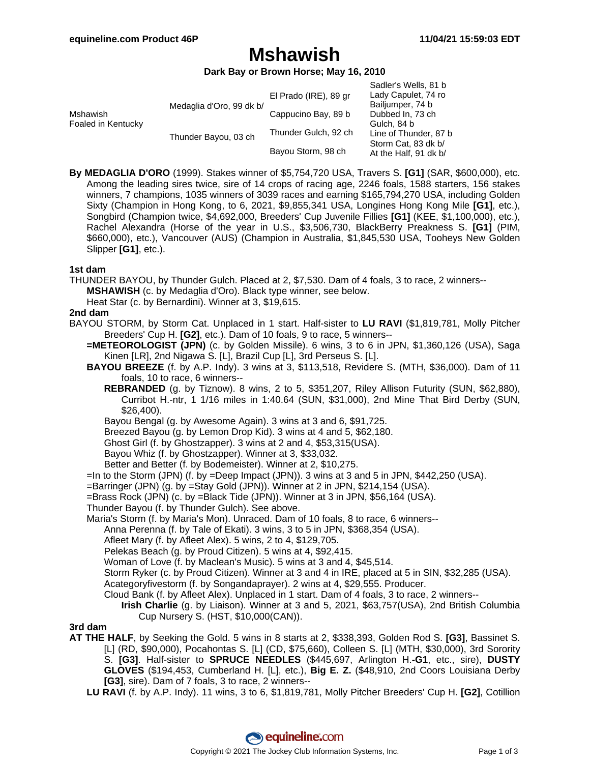# Mshawish

**Dark Bay or Brown Horse; May 16, 2010**

| | | | |
|---|---|---|---|
| Mshawish Foaled in Kentucky | Medaglia d'Oro, 99 dk b/ | El Prado (IRE), 89 gr | Sadler's Wells, 81 b |
| | | | Lady Capulet, 74 ro |
| | | Cappucino Bay, 89 b | Bailjumper, 74 b |
| | | | Dubbed In, 73 ch |
| | Thunder Bayou, 03 ch | Thunder Gulch, 92 ch | Gulch, 84 b |
| | | | Line of Thunder, 87 b |
| | | Bayou Storm, 98 ch | Storm Cat, 83 dk b/ |
| | | | At the Half, 91 dk b/ |

**By MEDAGLIA D'ORO** (1999). Stakes winner of $5,754,720 USA, Travers S. **[G1]** (SAR, $600,000), etc. Among the leading sires twice, sire of 14 crops of racing age, 2246 foals, 1588 starters, 156 stakes winners, 7 champions, 1035 winners of 3039 races and earning $165,794,270 USA, including Golden Sixty (Champion in Hong Kong, to 6, 2021, $9,855,341 USA, Longines Hong Kong Mile **[G1]**, etc.), Songbird (Champion twice, $4,692,000, Breeders' Cup Juvenile Fillies **[G1]** (KEE, $1,100,000), etc.), Rachel Alexandra (Horse of the year in U.S., $3,506,730, BlackBerry Preakness S. **[G1]** (PIM, $660,000), etc.), Vancouver (AUS) (Champion in Australia, $1,845,530 USA, Tooheys New Golden Slipper **[G1]**, etc.).

**1st dam**

THUNDER BAYOU, by Thunder Gulch. Placed at 2, $7,530. Dam of 4 foals, 3 to race, 2 winners--

- **MSHAWISH** (c. by Medaglia d'Oro). Black type winner, see below.
- Heat Star (c. by Bernardini). Winner at 3, $19,615.

**2nd dam**

BAYOU STORM, by Storm Cat. Unplaced in 1 start. Half-sister to **LU RAVI** ($1,819,781, Molly Pitcher Breeders' Cup H. **[G2]**, etc.). Dam of 10 foals, 9 to race, 5 winners--

- **=METEOROLOGIST (JPN)** (c. by Golden Missile). 6 wins, 3 to 6 in JPN, $1,360,126 (USA), Saga Kinen [LR], 2nd Nigawa S. [L], Brazil Cup [L], 3rd Perseus S. [L].
- **BAYOU BREEZE** (f. by A.P. Indy). 3 wins at 3, $113,518, Revidere S. (MTH, $36,000). Dam of 11 foals, 10 to race, 6 winners--
  - **REBRANDED** (g. by Tiznow). 8 wins, 2 to 5, $351,207, Riley Allison Futurity (SUN, $62,880), Curribot H.-ntr, 1 1/16 miles in 1:40.64 (SUN, $31,000), 2nd Mine That Bird Derby (SUN, $26,400).
  - Bayou Bengal (g. by Awesome Again). 3 wins at 3 and 6, $91,725.
  - Breezed Bayou (g. by Lemon Drop Kid). 3 wins at 4 and 5, $62,180.
  - Ghost Girl (f. by Ghostzapper). 3 wins at 2 and 4, $53,315(USA).
  - Bayou Whiz (f. by Ghostzapper). Winner at 3, $33,032.
  - Better and Better (f. by Bodemeister). Winner at 2, $10,275.
- =In to the Storm (JPN) (f. by =Deep Impact (JPN)). 3 wins at 3 and 5 in JPN, $442,250 (USA).
- =Barringer (JPN) (g. by =Stay Gold (JPN)). Winner at 2 in JPN, $214,154 (USA).
- =Brass Rock (JPN) (c. by =Black Tide (JPN)). Winner at 3 in JPN, $56,164 (USA).
- Thunder Bayou (f. by Thunder Gulch). See above.
- Maria's Storm (f. by Maria's Mon). Unraced. Dam of 10 foals, 8 to race, 6 winners--
  - Anna Perenna (f. by Tale of Ekati). 3 wins, 3 to 5 in JPN, $368,354 (USA).
  - Afleet Mary (f. by Afleet Alex). 5 wins, 2 to 4, $129,705.
  - Pelekas Beach (g. by Proud Citizen). 5 wins at 4, $92,415.
  - Woman of Love (f. by Maclean's Music). 5 wins at 3 and 4, $45,514.
  - Storm Ryker (c. by Proud Citizen). Winner at 3 and 4 in IRE, placed at 5 in SIN, $32,285 (USA).
  - Acategoryfivestorm (f. by Songandaprayer). 2 wins at 4, $29,555. Producer.
  - Cloud Bank (f. by Afleet Alex). Unplaced in 1 start. Dam of 4 foals, 3 to race, 2 winners--
    - **Irish Charlie** (g. by Liaison). Winner at 3 and 5, 2021, $63,757(USA), 2nd British Columbia Cup Nursery S. (HST, $10,000(CAN)).

**3rd dam**

**AT THE HALF**, by Seeking the Gold. 5 wins in 8 starts at 2, $338,393, Golden Rod S. **[G3]**, Bassinet S. [L] (RD, $90,000), Pocahontas S. [L] (CD, $75,660), Colleen S. [L] (MTH, $30,000), 3rd Sorority S. **[G3]**. Half-sister to **SPRUCE NEEDLES** ($445,697, Arlington H.**-G1**, etc., sire), **DUSTY GLOVES** ($194,453, Cumberland H. [L], etc.), **Big E. Z.** ($48,910, 2nd Coors Louisiana Derby **[G3]**, sire). Dam of 7 foals, 3 to race, 2 winners--

- **LU RAVI** (f. by A.P. Indy). 11 wins, 3 to 6, $1,819,781, Molly Pitcher Breeders' Cup H. **[G2]**, Cotillion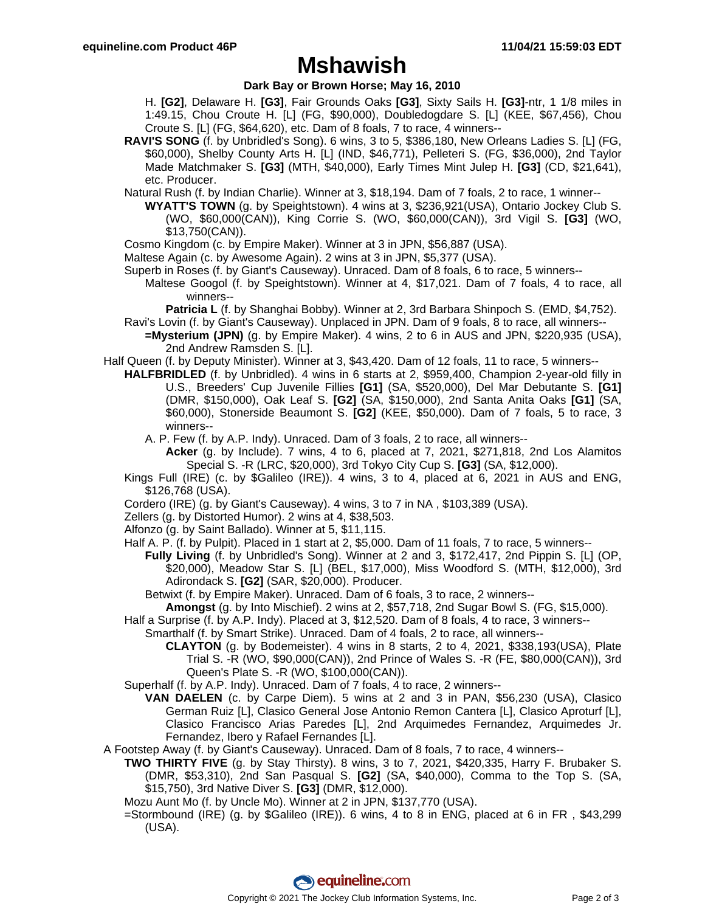# Mshawish

**Dark Bay or Brown Horse; May 16, 2010**

H. **[G2]**, Delaware H. **[G3]**, Fair Grounds Oaks **[G3]**, Sixty Sails H. **[G3]**-ntr, 1 1/8 miles in 1:49.15, Chou Croute H. [L] (FG, $90,000), Doubledogdare S. [L] (KEE, $67,456), Chou Croute S. [L] (FG, $64,620), etc. Dam of 8 foals, 7 to race, 4 winners--

**RAVI'S SONG** (f. by Unbridled's Song). 6 wins, 3 to 5, $386,180, New Orleans Ladies S. [L] (FG, $60,000), Shelby County Arts H. [L] (IND, $46,771), Pelleteri S. (FG, $36,000), 2nd Taylor Made Matchmaker S. **[G3]** (MTH, $40,000), Early Times Mint Julep H. **[G3]** (CD, $21,641), etc. Producer.

Natural Rush (f. by Indian Charlie). Winner at 3, $18,194. Dam of 7 foals, 2 to race, 1 winner--

**WYATT'S TOWN** (g. by Speightstown). 4 wins at 3, $236,921(USA), Ontario Jockey Club S. (WO, $60,000(CAN)), King Corrie S. (WO, $60,000(CAN)), 3rd Vigil S. **[G3]** (WO, $13,750(CAN)).

Cosmo Kingdom (c. by Empire Maker). Winner at 3 in JPN, $56,887 (USA).

Maltese Again (c. by Awesome Again). 2 wins at 3 in JPN, $5,377 (USA).

Superb in Roses (f. by Giant's Causeway). Unraced. Dam of 8 foals, 6 to race, 5 winners--

Maltese Googol (f. by Speightstown). Winner at 4, $17,021. Dam of 7 foals, 4 to race, all winners--

**Patricia L** (f. by Shanghai Bobby). Winner at 2, 3rd Barbara Shinpoch S. (EMD, $4,752).

Ravi's Lovin (f. by Giant's Causeway). Unplaced in JPN. Dam of 9 foals, 8 to race, all winners--

**=Mysterium (JPN)** (g. by Empire Maker). 4 wins, 2 to 6 in AUS and JPN, $220,935 (USA), 2nd Andrew Ramsden S. [L].

Half Queen (f. by Deputy Minister). Winner at 3, $43,420. Dam of 12 foals, 11 to race, 5 winners--

**HALFBRIDLED** (f. by Unbridled). 4 wins in 6 starts at 2, $959,400, Champion 2-year-old filly in U.S., Breeders' Cup Juvenile Fillies **[G1]** (SA, $520,000), Del Mar Debutante S. **[G1]** (DMR, $150,000), Oak Leaf S. **[G2]** (SA, $150,000), 2nd Santa Anita Oaks **[G1]** (SA, $60,000), Stonerside Beaumont S. **[G2]** (KEE, $50,000). Dam of 7 foals, 5 to race, 3 winners--

A. P. Few (f. by A.P. Indy). Unraced. Dam of 3 foals, 2 to race, all winners--

**Acker** (g. by Include). 7 wins, 4 to 6, placed at 7, 2021, $271,818, 2nd Los Alamitos Special S. -R (LRC, $20,000), 3rd Tokyo City Cup S. **[G3]** (SA, $12,000).

Kings Full (IRE) (c. by $Galileo (IRE)). 4 wins, 3 to 4, placed at 6, 2021 in AUS and ENG, $126,768 (USA).

Cordero (IRE) (g. by Giant's Causeway). 4 wins, 3 to 7 in NA , $103,389 (USA).

Zellers (g. by Distorted Humor). 2 wins at 4, $38,503.

Alfonzo (g. by Saint Ballado). Winner at 5, $11,115.

Half A. P. (f. by Pulpit). Placed in 1 start at 2, $5,000. Dam of 11 foals, 7 to race, 5 winners--

**Fully Living** (f. by Unbridled's Song). Winner at 2 and 3, $172,417, 2nd Pippin S. [L] (OP, $20,000), Meadow Star S. [L] (BEL, $17,000), Miss Woodford S. (MTH, $12,000), 3rd Adirondack S. **[G2]** (SAR, $20,000). Producer.

Betwixt (f. by Empire Maker). Unraced. Dam of 6 foals, 3 to race, 2 winners--

**Amongst** (g. by Into Mischief). 2 wins at 2, $57,718, 2nd Sugar Bowl S. (FG, $15,000).

Half a Surprise (f. by A.P. Indy). Placed at 3, $12,520. Dam of 8 foals, 4 to race, 3 winners--

Smarthalf (f. by Smart Strike). Unraced. Dam of 4 foals, 2 to race, all winners--

**CLAYTON** (g. by Bodemeister). 4 wins in 8 starts, 2 to 4, 2021, $338,193(USA), Plate Trial S. -R (WO, $90,000(CAN)), 2nd Prince of Wales S. -R (FE, $80,000(CAN)), 3rd Queen's Plate S. -R (WO, $100,000(CAN)).

Superhalf (f. by A.P. Indy). Unraced. Dam of 7 foals, 4 to race, 2 winners--

**VAN DAELEN** (c. by Carpe Diem). 5 wins at 2 and 3 in PAN, $56,230 (USA), Clasico German Ruiz [L], Clasico General Jose Antonio Remon Cantera [L], Clasico Aproturf [L], Clasico Francisco Arias Paredes [L], 2nd Arquimedes Fernandez, Arquimedes Jr. Fernandez, Ibero y Rafael Fernandes [L].

A Footstep Away (f. by Giant's Causeway). Unraced. Dam of 8 foals, 7 to race, 4 winners--

**TWO THIRTY FIVE** (g. by Stay Thirsty). 8 wins, 3 to 7, 2021, $420,335, Harry F. Brubaker S. (DMR, $53,310), 2nd San Pasqual S. **[G2]** (SA, $40,000), Comma to the Top S. (SA, $15,750), 3rd Native Diver S. **[G3]** (DMR, $12,000).

Mozu Aunt Mo (f. by Uncle Mo). Winner at 2 in JPN, $137,770 (USA).

=Stormbound (IRE) (g. by $Galileo (IRE)). 6 wins, 4 to 8 in ENG, placed at 6 in FR , $43,299 (USA).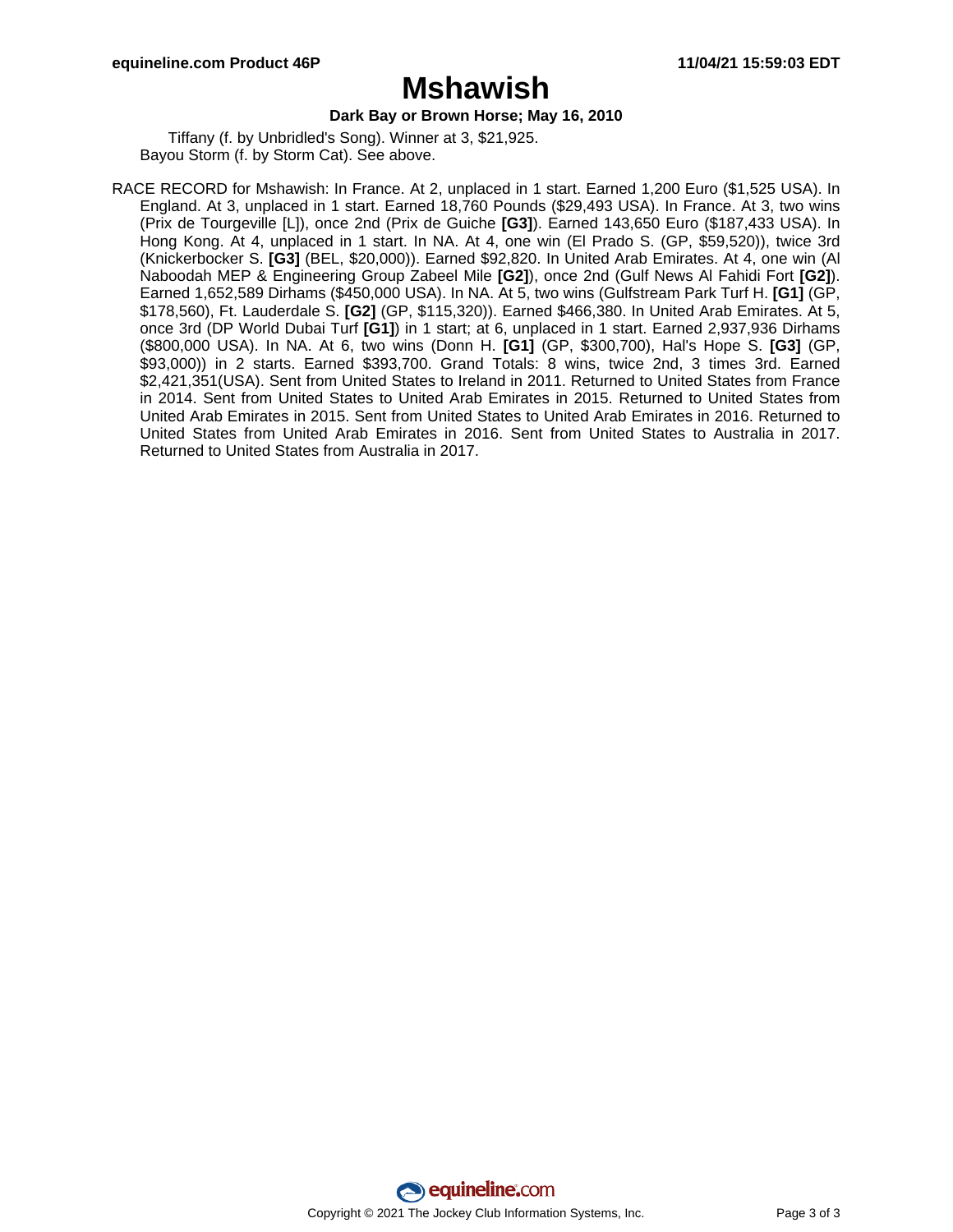# Mshawish

**Dark Bay or Brown Horse; May 16, 2010**

Tiffany (f. by Unbridled's Song). Winner at 3, $21,925.

Bayou Storm (f. by Storm Cat). See above.

RACE RECORD for Mshawish: In France. At 2, unplaced in 1 start. Earned 1,200 Euro ($1,525 USA). In England. At 3, unplaced in 1 start. Earned 18,760 Pounds ($29,493 USA). In France. At 3, two wins (Prix de Tourgeville [L]), once 2nd (Prix de Guiche **[G3]**). Earned 143,650 Euro ($187,433 USA). In Hong Kong. At 4, unplaced in 1 start. In NA. At 4, one win (El Prado S. (GP, $59,520)), twice 3rd (Knickerbocker S. **[G3]** (BEL, $20,000)). Earned $92,820. In United Arab Emirates. At 4, one win (Al Naboodah MEP & Engineering Group Zabeel Mile **[G2]**), once 2nd (Gulf News Al Fahidi Fort **[G2]**). Earned 1,652,589 Dirhams ($450,000 USA). In NA. At 5, two wins (Gulfstream Park Turf H. **[G1]** (GP, $178,560), Ft. Lauderdale S. **[G2]** (GP, $115,320)). Earned $466,380. In United Arab Emirates. At 5, once 3rd (DP World Dubai Turf **[G1]**) in 1 start; at 6, unplaced in 1 start. Earned 2,937,936 Dirhams ($800,000 USA). In NA. At 6, two wins (Donn H. **[G1]** (GP, $300,700), Hal's Hope S. **[G3]** (GP, $93,000)) in 2 starts. Earned $393,700. Grand Totals: 8 wins, twice 2nd, 3 times 3rd. Earned $2,421,351(USA). Sent from United States to Ireland in 2011. Returned to United States from France in 2014. Sent from United States to United Arab Emirates in 2015. Returned to United States from United Arab Emirates in 2015. Sent from United States to United Arab Emirates in 2016. Returned to United States from United Arab Emirates in 2016. Sent from United States to Australia in 2017. Returned to United States from Australia in 2017.